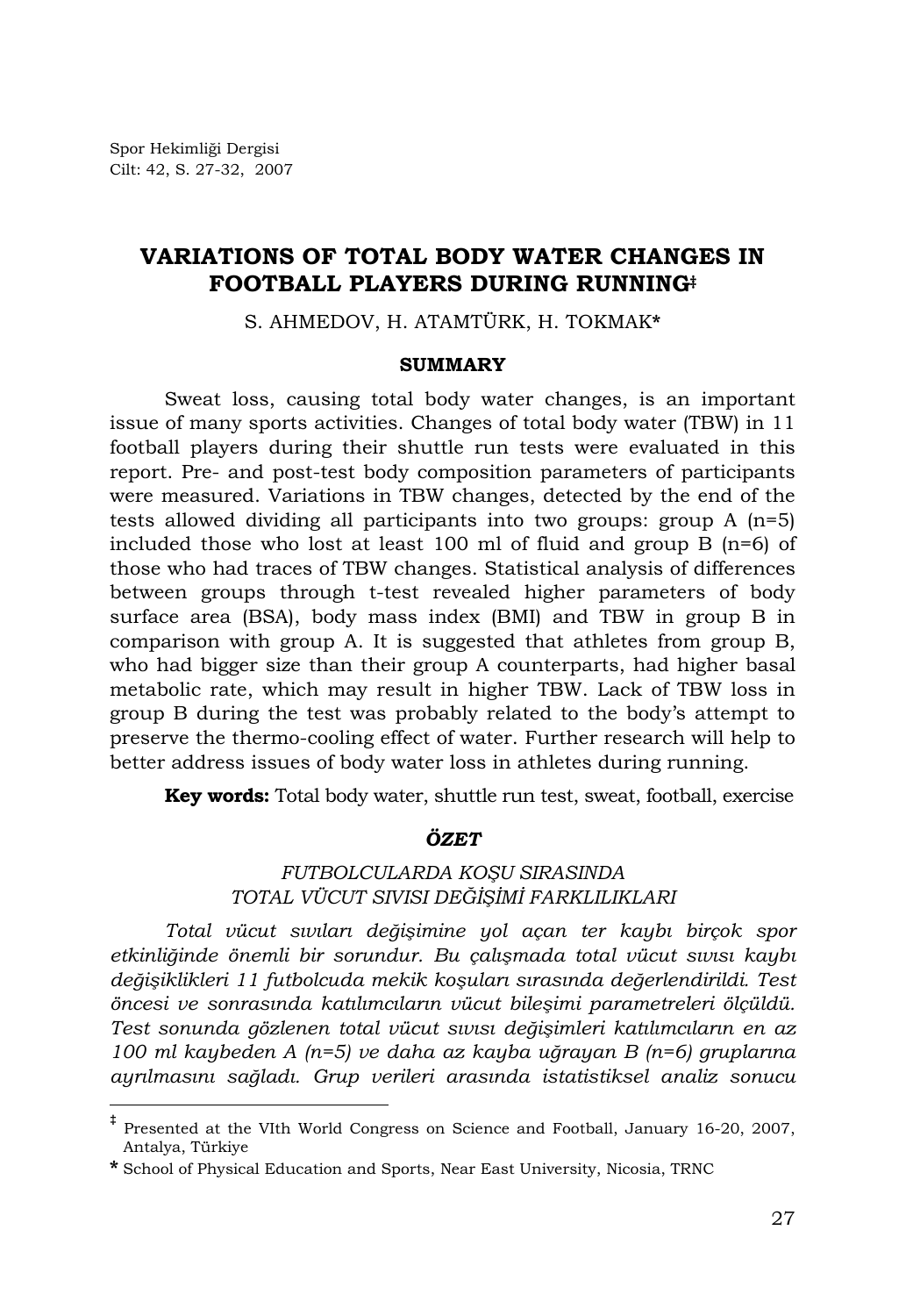# VARIATIONS OF TOTAL BODY WATER CHANGES IN FOOTBALL PLAYERS DURING RUNNING[‡]

S. AHMEDOV, H. ATAMTÜRK, H. TOKMAK*

## SUMMARY

Sweat loss, causing total body water changes, is an important issue of many sports activities. Changes of total body water (TBW) in 11 football players during their shuttle run tests were evaluated in this report. Pre- and post-test body composition parameters of participants were measured. Variations in TBW changes, detected by the end of the tests allowed dividing all participants into two groups: group A (n=5) included those who lost at least 100 ml of fluid and group B (n=6) of those who had traces of TBW changes. Statistical analysis of differences between groups through t-test revealed higher parameters of body surface area (BSA), body mass index (BMI) and TBW in group B in comparison with group A. It is suggested that athletes from group B, who had bigger size than their group A counterparts, had higher basal metabolic rate, which may result in higher TBW. Lack of TBW loss in group B during the test was probably related to the body's attempt to preserve the thermo-cooling effect of water. Further research will help to better address issues of body water loss in athletes during running.

**Key words:** Total body water, shuttle run test, sweat, football, exercise

## *ÖZET*

*FUTBOLCULARDA KOŞU SIRASINDA TOTAL VÜCUT SIVISI DEĞİŞİMİ FARKLILIKLARI*

*Total vücut sıvıları değişimine yol açan ter kaybı birçok spor etkinliğinde önemli bir sorundur. Bu çalışmada total vücut sıvısı kaybı değişiklikleri 11 futbolcuda mekik koşuları sırasında değerlendirildi. Test öncesi ve sonrasında katılımcıların vücut bileşimi parametreleri ölçüldü. Test sonunda gözlenen total vücut sıvısı değişimleri katılımcıların en az 100 ml kaybeden A (n=5) ve daha az kayba uğrayan B (n=6) gruplarına ayrılmasını sağladı. Grup verileri arasında istatistiksel analiz sonucu*

---

[‡] Presented at the VIth World Congress on Science and Football, January 16-20, 2007, Antalya, Türkiye

\* School of Physical Education and Sports, Near East University, Nicosia, TRNC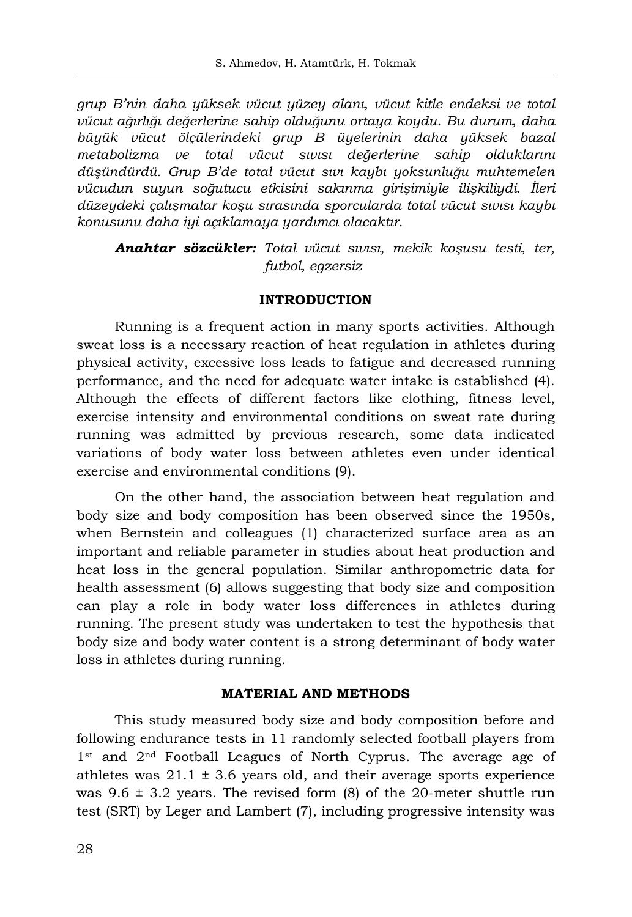*grup B'nin daha yüksek vücut yüzey alanı, vücut kitle endeksi ve total vücut ağırlığı değerlerine sahip olduğunu ortaya koydu. Bu durum, daha büyük vücut ölçülerindeki grup B üyelerinin daha yüksek bazal metabolizma ve total vücut sıvısı değerlerine sahip olduklarını düşündürdü. Grup B'de total vücut sıvı kaybı yoksunluğu muhtemelen vücudun suyun soğutucu etkisini sakınma girişimiyle ilişkiliydi. İleri düzeydeki çalışmalar koşu sırasında sporcularda total vücut sıvısı kaybı konusunu daha iyi açıklamaya yardımcı olacaktır.*

***Anahtar sözcükler:*** *Total vücut sıvısı, mekik koşusu testi, ter, futbol, egzersiz*

## INTRODUCTION

Running is a frequent action in many sports activities. Although sweat loss is a necessary reaction of heat regulation in athletes during physical activity, excessive loss leads to fatigue and decreased running performance, and the need for adequate water intake is established (4). Although the effects of different factors like clothing, fitness level, exercise intensity and environmental conditions on sweat rate during running was admitted by previous research, some data indicated variations of body water loss between athletes even under identical exercise and environmental conditions (9).

On the other hand, the association between heat regulation and body size and body composition has been observed since the 1950s, when Bernstein and colleagues (1) characterized surface area as an important and reliable parameter in studies about heat production and heat loss in the general population. Similar anthropometric data for health assessment (6) allows suggesting that body size and composition can play a role in body water loss differences in athletes during running. The present study was undertaken to test the hypothesis that body size and body water content is a strong determinant of body water loss in athletes during running.

## MATERIAL AND METHODS

This study measured body size and body composition before and following endurance tests in 11 randomly selected football players from 1st and 2nd Football Leagues of North Cyprus. The average age of athletes was 21.1 ± 3.6 years old, and their average sports experience was 9.6 ± 3.2 years. The revised form (8) of the 20-meter shuttle run test (SRT) by Leger and Lambert (7), including progressive intensity was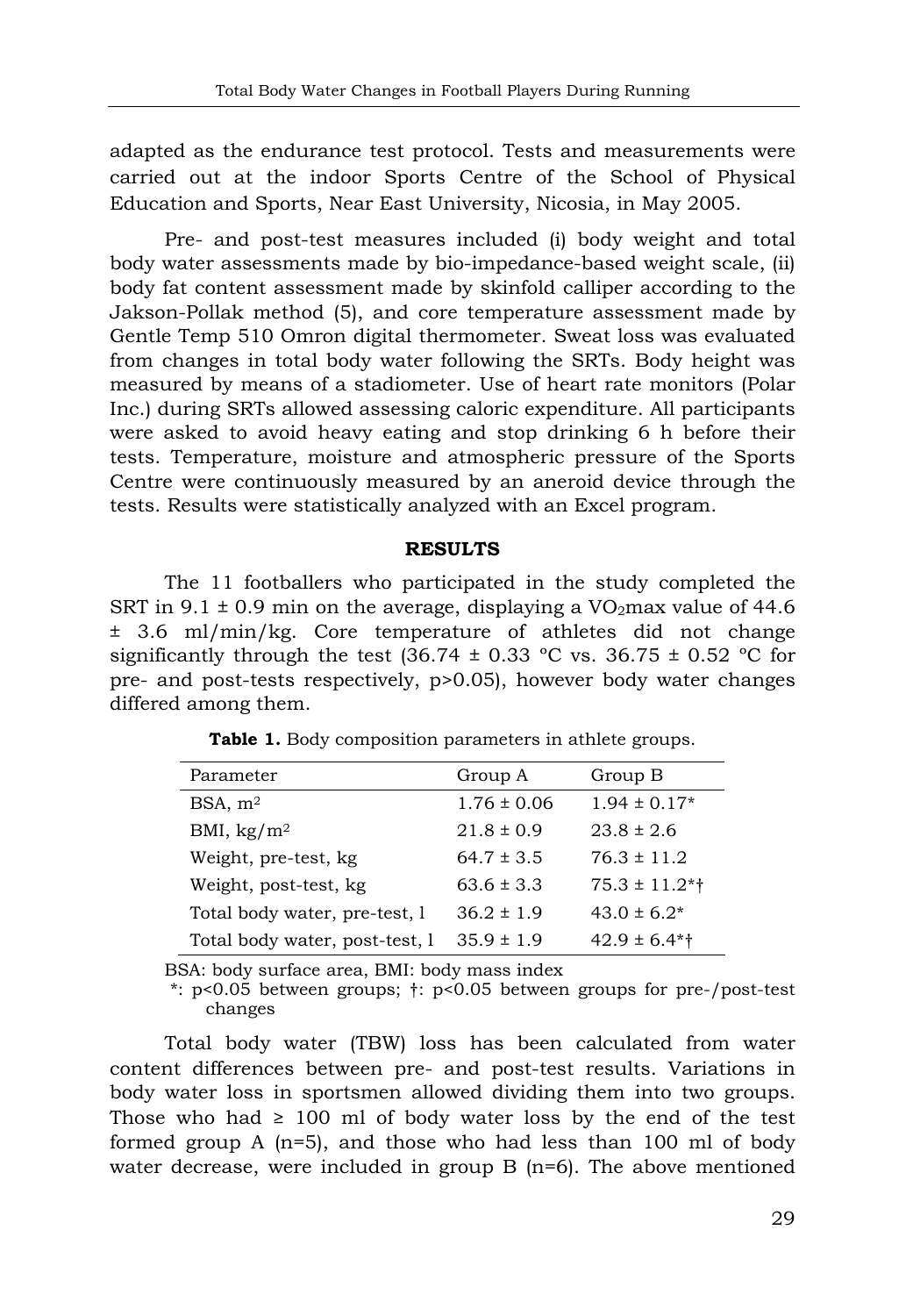adapted as the endurance test protocol. Tests and measurements were carried out at the indoor Sports Centre of the School of Physical Education and Sports, Near East University, Nicosia, in May 2005.

Pre- and post-test measures included (i) body weight and total body water assessments made by bio-impedance-based weight scale, (ii) body fat content assessment made by skinfold calliper according to the Jakson-Pollak method (5), and core temperature assessment made by Gentle Temp 510 Omron digital thermometer. Sweat loss was evaluated from changes in total body water following the SRTs. Body height was measured by means of a stadiometer. Use of heart rate monitors (Polar Inc.) during SRTs allowed assessing caloric expenditure. All participants were asked to avoid heavy eating and stop drinking 6 h before their tests. Temperature, moisture and atmospheric pressure of the Sports Centre were continuously measured by an aneroid device through the tests. Results were statistically analyzed with an Excel program.

## RESULTS

The 11 footballers who participated in the study completed the SRT in 9.1 ± 0.9 min on the average, displaying a $VO_2$max value of 44.6 ± 3.6 ml/min/kg. Core temperature of athletes did not change significantly through the test (36.74 ± 0.33 °C vs. 36.75 ± 0.52 °C for pre- and post-tests respectively, $p>0.05$), however body water changes differed among them.

**Table 1.** Body composition parameters in athlete groups.

| Parameter | Group A | Group B |
|---|---|---|
| BSA, $m^2$ | 1.76 ± 0.06 | 1.94 ± 0.17* |
| BMI, $kg/m^2$ | 21.8 ± 0.9 | 23.8 ± 2.6 |
| Weight, pre-test, kg | 64.7 ± 3.5 | 76.3 ± 11.2 |
| Weight, post-test, kg | 63.6 ± 3.3 | 75.3 ± 11.2*† |
| Total body water, pre-test, l | 36.2 ± 1.9 | 43.0 ± 6.2* |
| Total body water, post-test, l | 35.9 ± 1.9 | 42.9 ± 6.4*† |

BSA: body surface area, BMI: body mass index

*: $p<0.05$ between groups; †: $p<0.05$ between groups for pre-/post-test changes

Total body water (TBW) loss has been calculated from water content differences between pre- and post-test results. Variations in body water loss in sportsmen allowed dividing them into two groups. Those who had ≥ 100 ml of body water loss by the end of the test formed group A (n=5), and those who had less than 100 ml of body water decrease, were included in group B (n=6). The above mentioned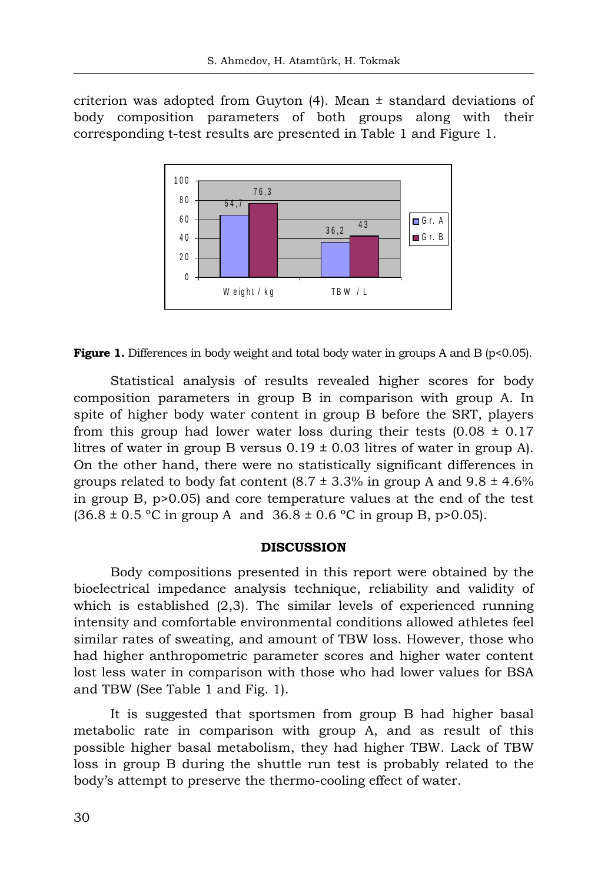criterion was adopted from Guyton (4). Mean ± standard deviations of body composition parameters of both groups along with their corresponding t-test results are presented in Table 1 and Figure 1.

**Figure 1.** Differences in body weight and total body water in groups A and B ($p<0.05$).

Statistical analysis of results revealed higher scores for body composition parameters in group B in comparison with group A. In spite of higher body water content in group B before the SRT, players from this group had lower water loss during their tests ($0.08 \pm 0.17$ litres of water in group B versus $0.19 \pm 0.03$ litres of water in group A). On the other hand, there were no statistically significant differences in groups related to body fat content ($8.7 \pm 3.3\%$ in group A and $9.8 \pm 4.6\%$ in group B, $p>0.05$) and core temperature values at the end of the test ($36.8 \pm 0.5$ °C in group A and $36.8 \pm 0.6$ °C in group B, $p>0.05$).

## DISCUSSION

Body compositions presented in this report were obtained by the bioelectrical impedance analysis technique, reliability and validity of which is established (2,3). The similar levels of experienced running intensity and comfortable environmental conditions allowed athletes feel similar rates of sweating, and amount of TBW loss. However, those who had higher anthropometric parameter scores and higher water content lost less water in comparison with those who had lower values for BSA and TBW (See Table 1 and Fig. 1).

It is suggested that sportsmen from group B had higher basal metabolic rate in comparison with group A, and as result of this possible higher basal metabolism, they had higher TBW. Lack of TBW loss in group B during the shuttle run test is probably related to the body's attempt to preserve the thermo-cooling effect of water.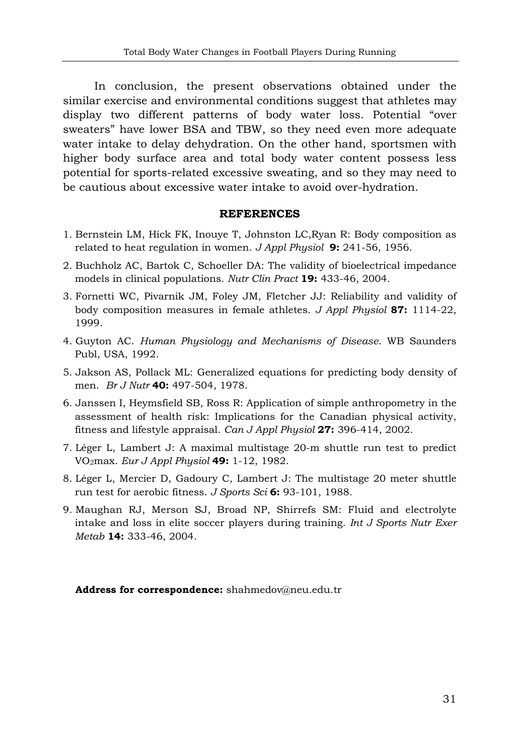In conclusion, the present observations obtained under the similar exercise and environmental conditions suggest that athletes may display two different patterns of body water loss. Potential “over sweaters” have lower BSA and TBW, so they need even more adequate water intake to delay dehydration. On the other hand, sportsmen with higher body surface area and total body water content possess less potential for sports-related excessive sweating, and so they may need to be cautious about excessive water intake to avoid over-hydration.

## REFERENCES

1. Bernstein LM, Hick FK, Inouye T, Johnston LC,Ryan R: Body composition as related to heat regulation in women. *J Appl Physiol* **9:** 241-56, 1956.
2. Buchholz AC, Bartok C, Schoeller DA: The validity of bioelectrical impedance models in clinical populations. *Nutr Clin Pract* **19:** 433-46, 2004.
3. Fornetti WC, Pivarnik JM, Foley JM, Fletcher JJ: Reliability and validity of body composition measures in female athletes. *J Appl Physiol* **87:** 1114-22, 1999.
4. Guyton AC. *Human Physiology and Mechanisms of Disease*. WB Saunders Publ, USA, 1992.
5. Jakson AS, Pollack ML: Generalized equations for predicting body density of men. *Br J Nutr* **40:** 497-504, 1978.
6. Janssen I, Heymsfield SB, Ross R: Application of simple anthropometry in the assessment of health risk: Implications for the Canadian physical activity, fitness and lifestyle appraisal. *Can J Appl Physiol* **27:** 396-414, 2002.
7. Léger L, Lambert J: A maximal multistage 20-m shuttle run test to predict $VO_2$max. *Eur J Appl Physiol* **49:** 1-12, 1982.
8. Léger L, Mercier D, Gadoury C, Lambert J: The multistage 20 meter shuttle run test for aerobic fitness. *J Sports Sci* **6:** 93-101, 1988.
9. Maughan RJ, Merson SJ, Broad NP, Shirrefs SM: Fluid and electrolyte intake and loss in elite soccer players during training. *Int J Sports Nutr Exer Metab* **14:** 333-46, 2004.

**Address for correspondence:** shahmedov@neu.edu.tr